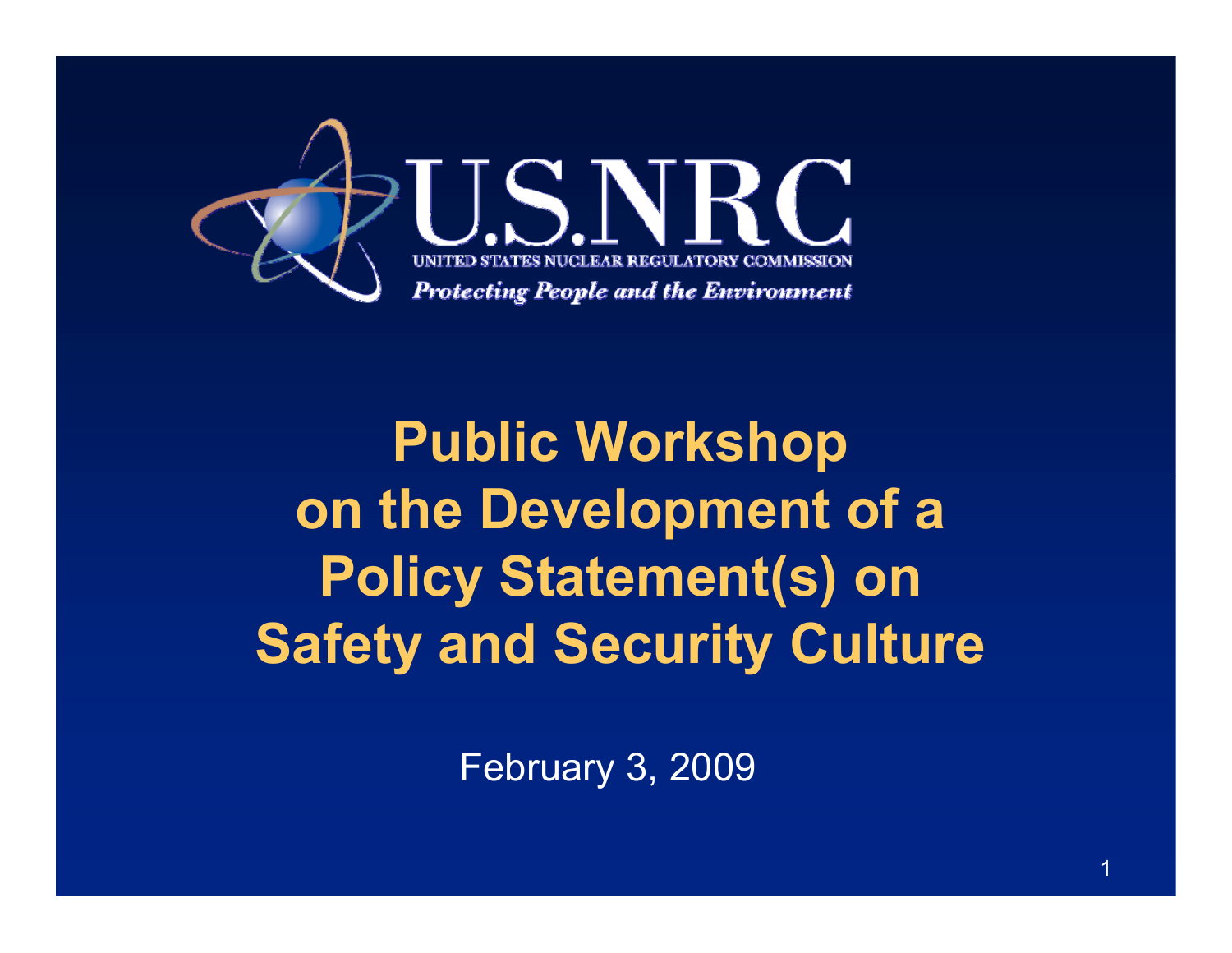U.S.NRC

UNITED STATES NUCLEAR REGULATORY COMMISSION

*Protecting People and the Environment*

# Public Workshop on the Development of a Policy Statement(s) on Safety and Security Culture

February 3, 2009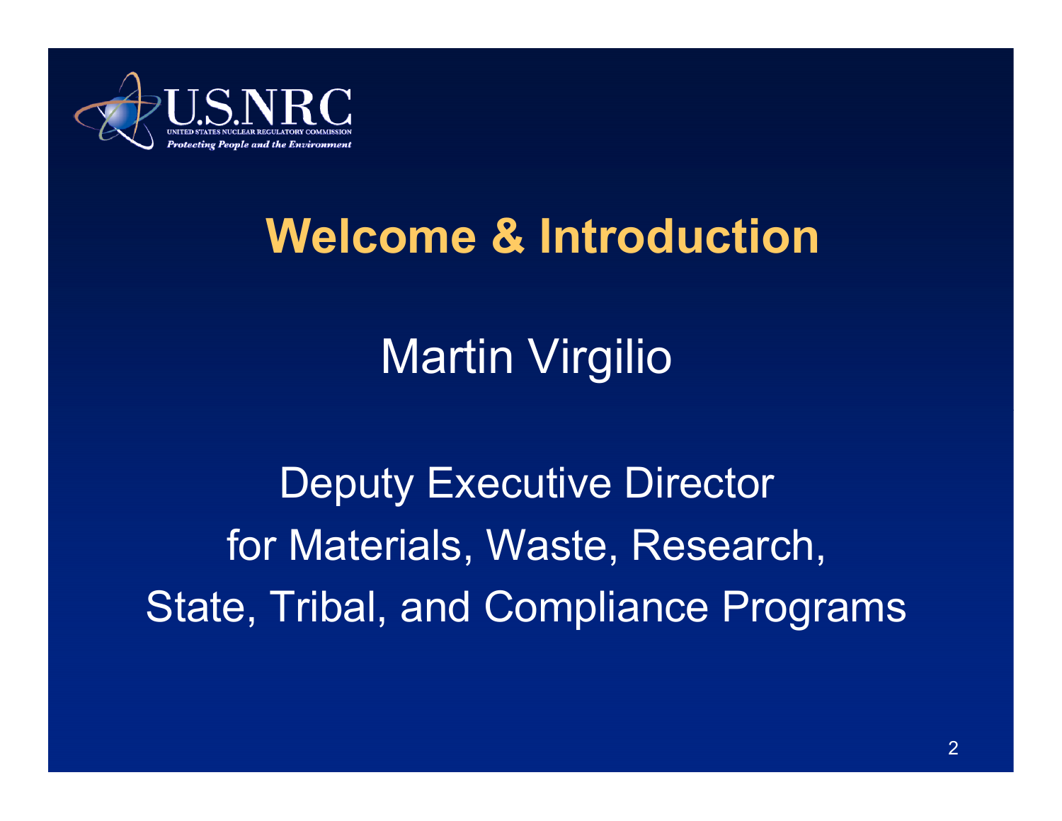# Welcome & Introduction

Martin Virgilio

Deputy Executive Director
for Materials, Waste, Research,
State, Tribal, and Compliance Programs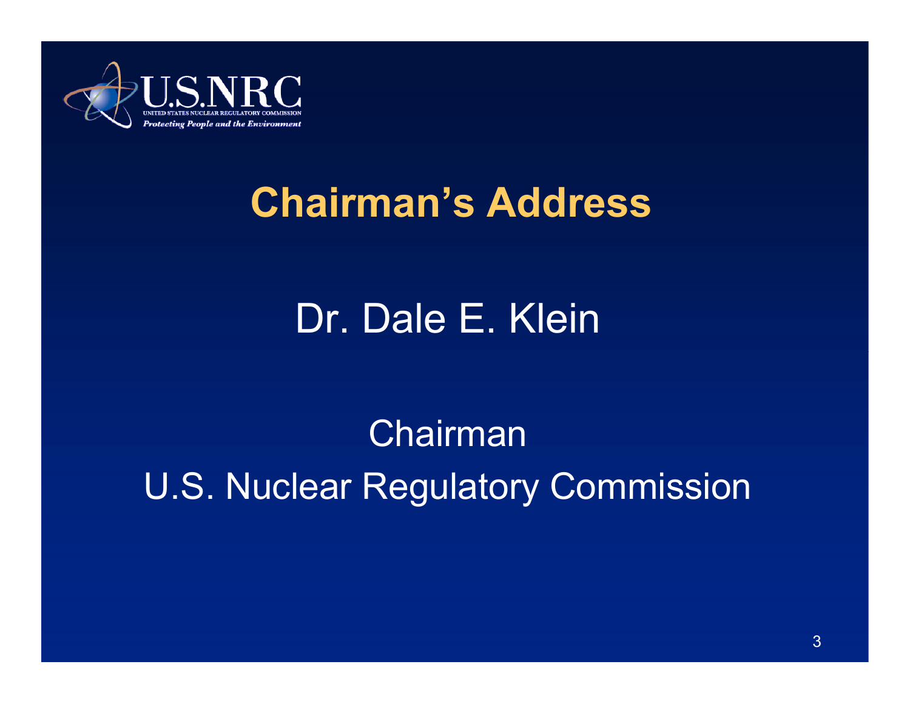# Chairman's Address

Dr. Dale E. Klein

Chairman

U.S. Nuclear Regulatory Commission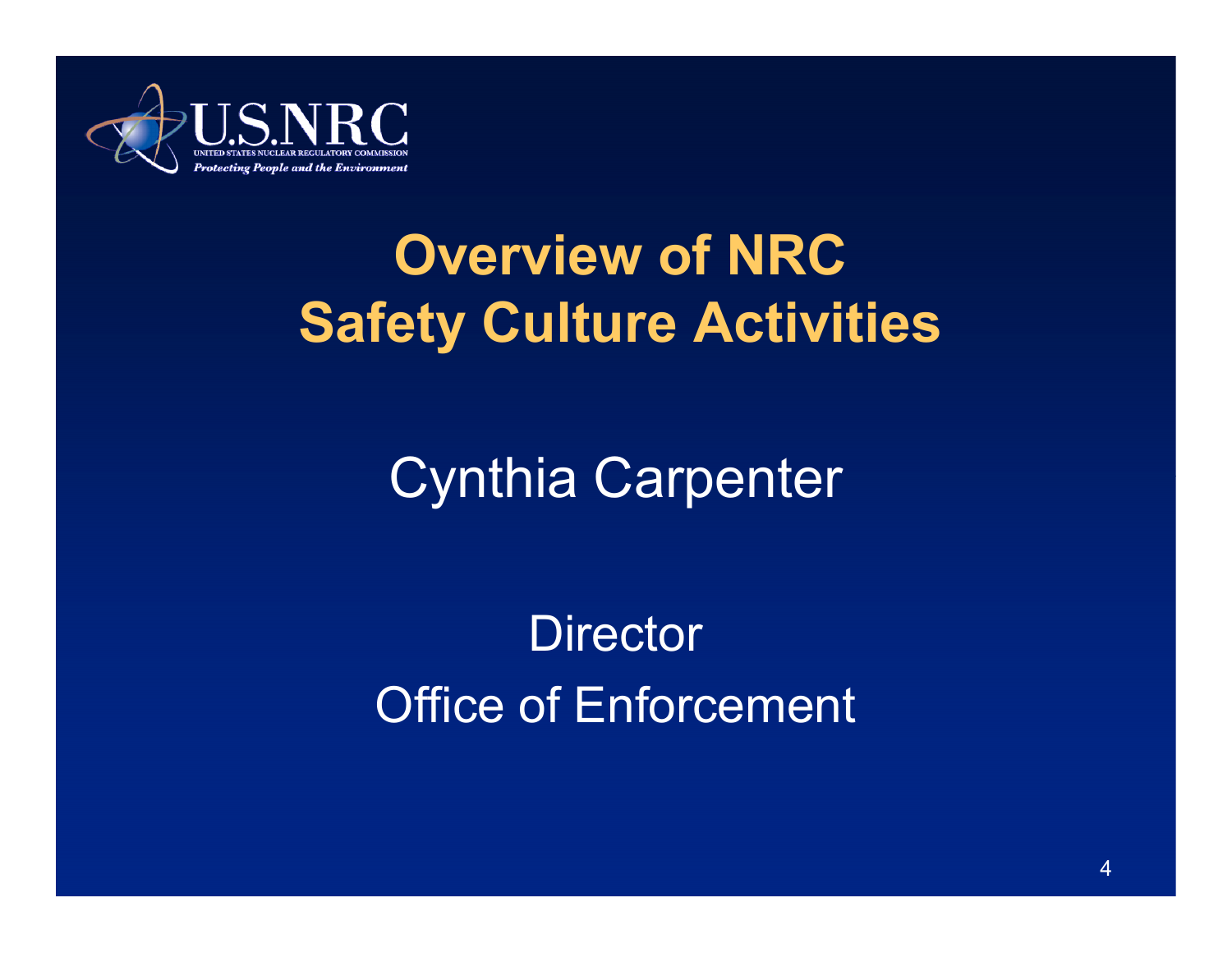U.S.NRC
UNITED STATES NUCLEAR REGULATORY COMMISSION
*Protecting People and the Environment*

# Overview of NRC Safety Culture Activities

Cynthia Carpenter

Director
Office of Enforcement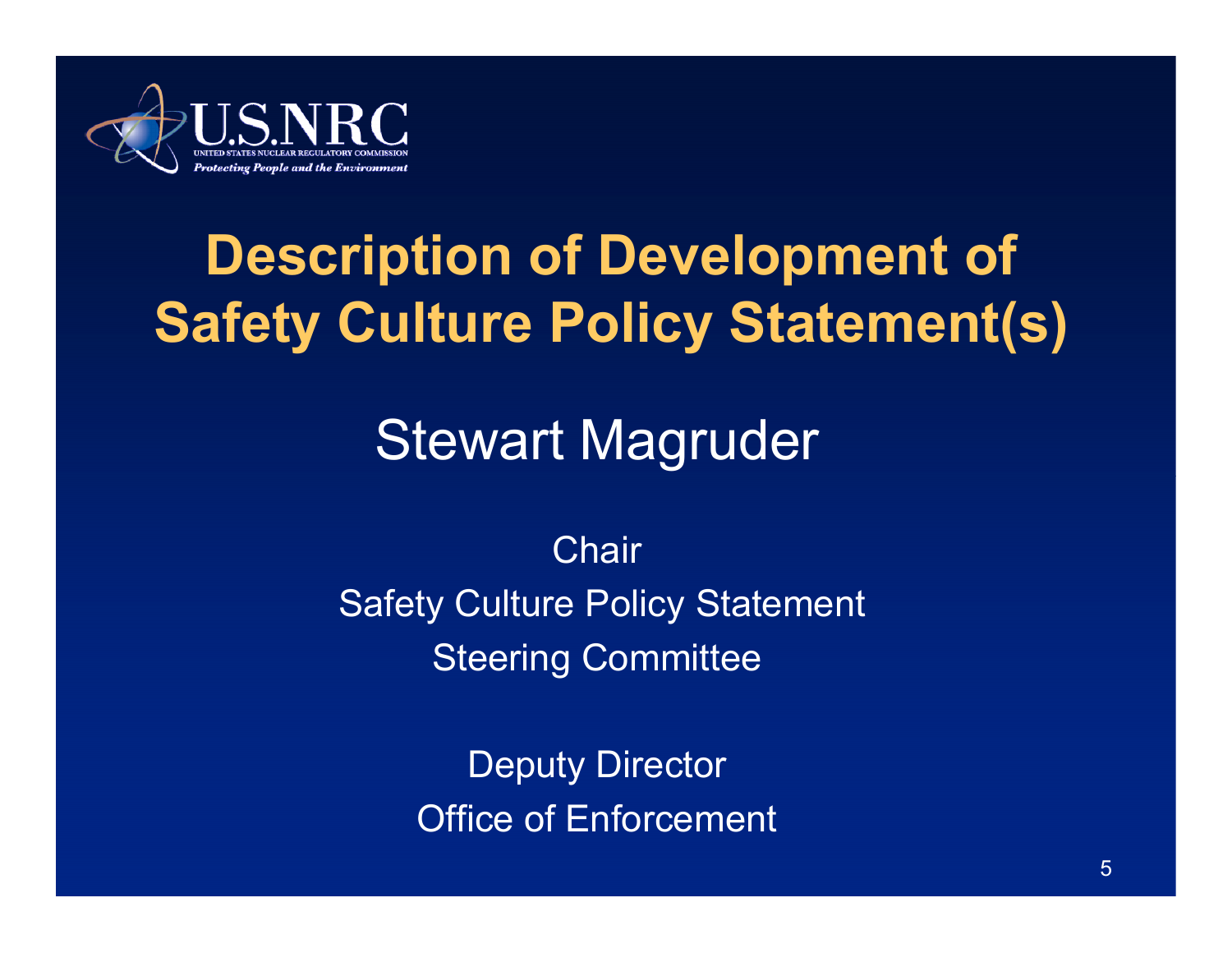# Description of Development of Safety Culture Policy Statement(s)

## Stewart Magruder

Chair
Safety Culture Policy Statement
Steering Committee

Deputy Director
Office of Enforcement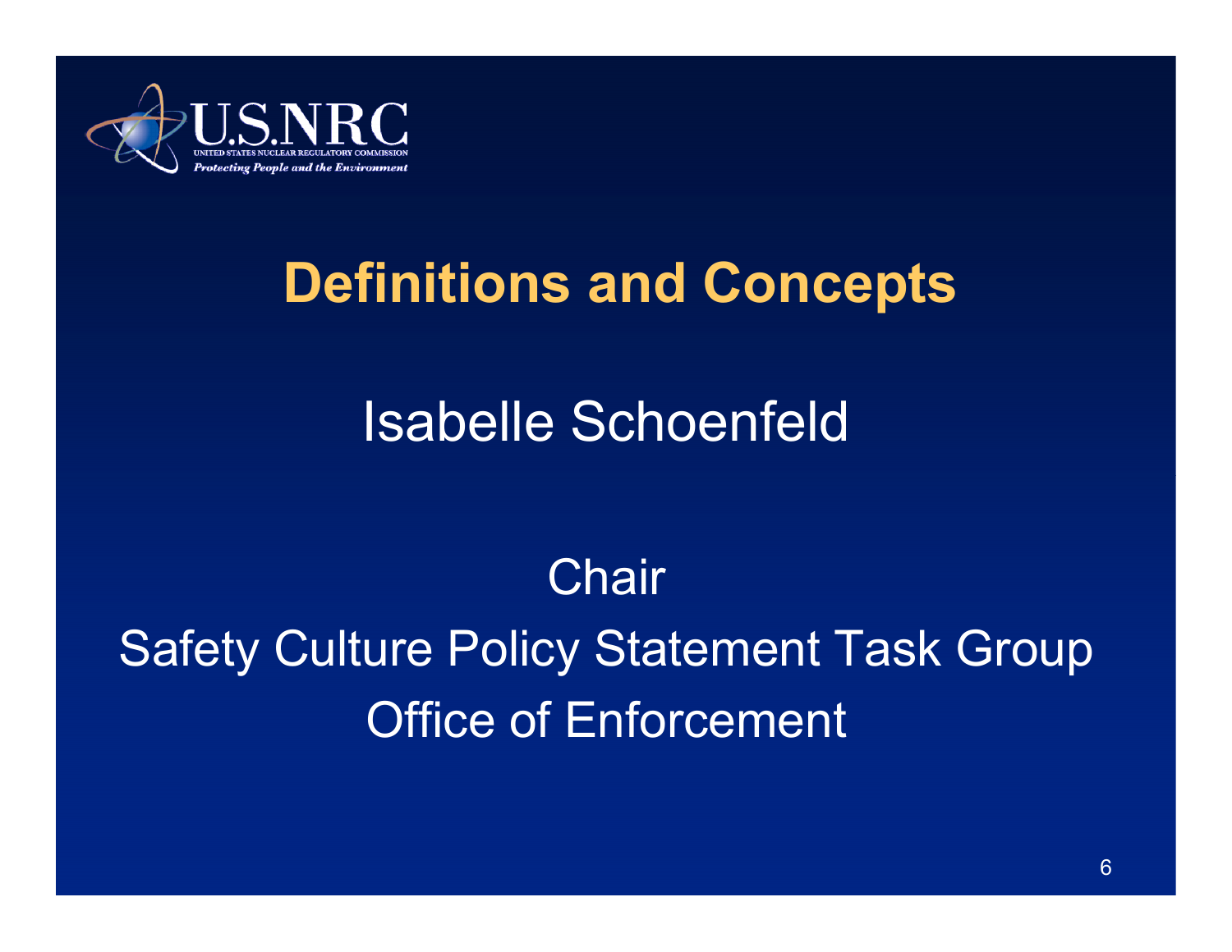# Definitions and Concepts

Isabelle Schoenfeld

Chair
Safety Culture Policy Statement Task Group
Office of Enforcement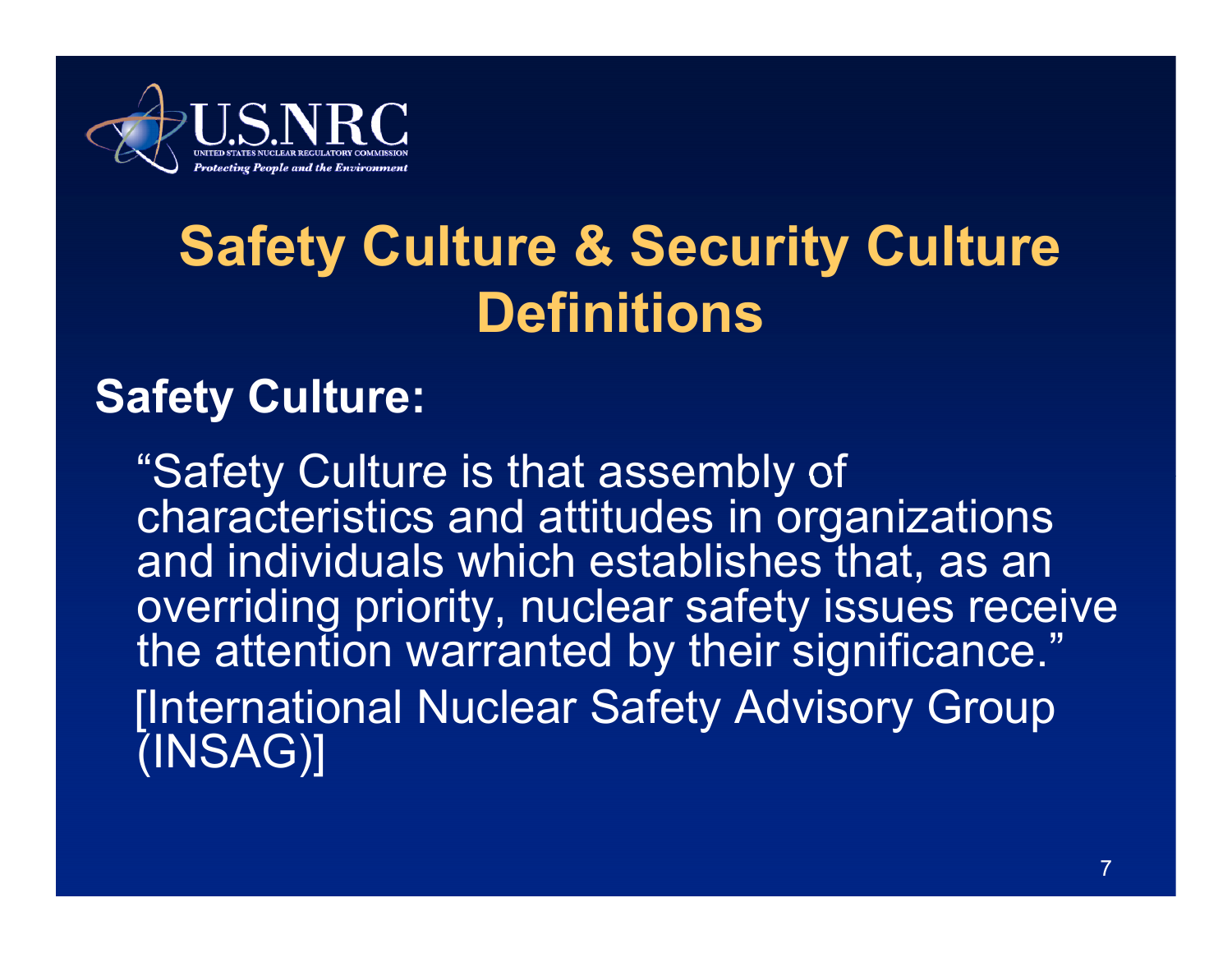# Safety Culture & Security Culture Definitions

## Safety Culture:

"Safety Culture is that assembly of characteristics and attitudes in organizations and individuals which establishes that, as an overriding priority, nuclear safety issues receive the attention warranted by their significance."

[International Nuclear Safety Advisory Group (INSAG)]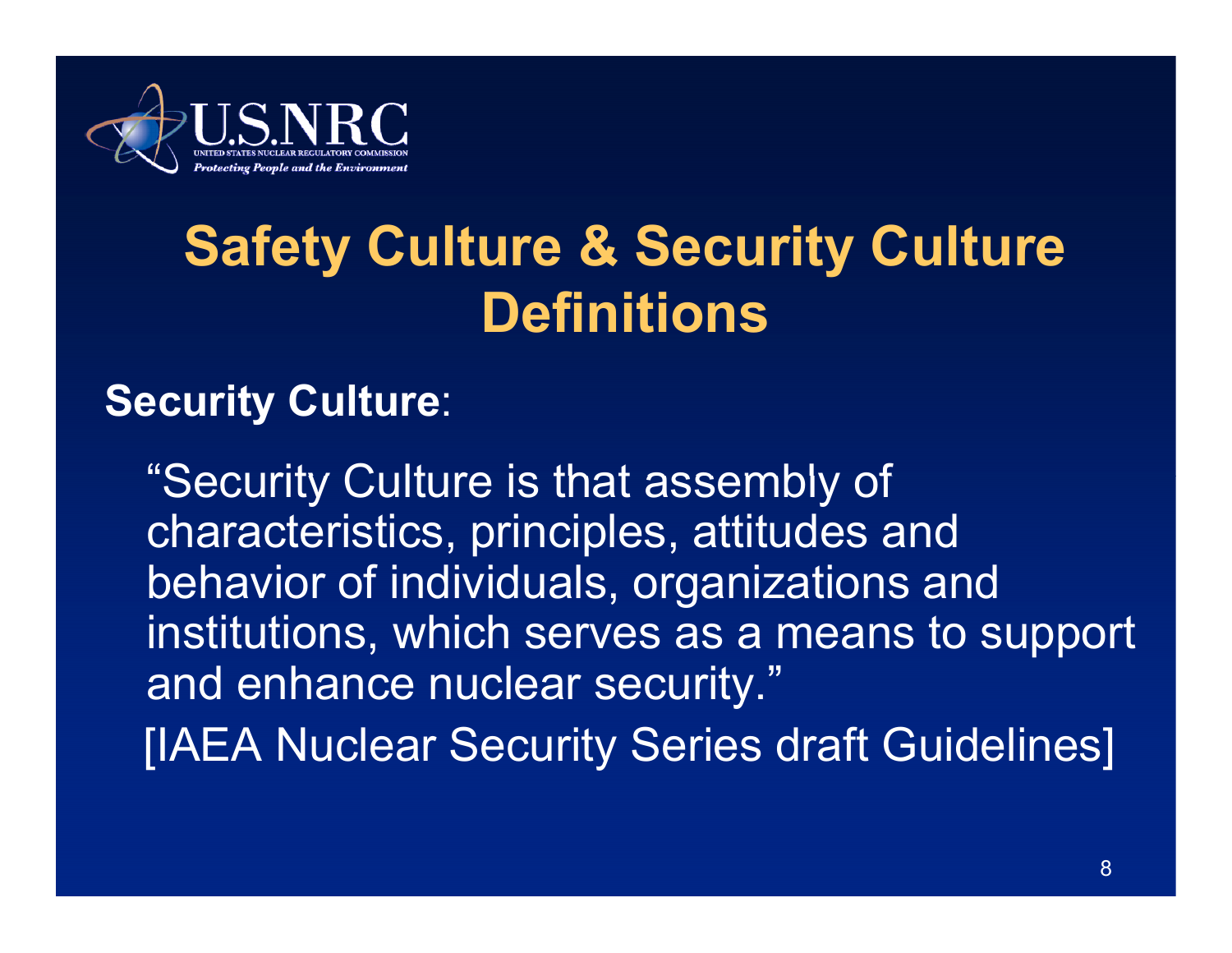# Safety Culture & Security Culture Definitions

**Security Culture**:

"Security Culture is that assembly of characteristics, principles, attitudes and behavior of individuals, organizations and institutions, which serves as a means to support and enhance nuclear security."

[IAEA Nuclear Security Series draft Guidelines]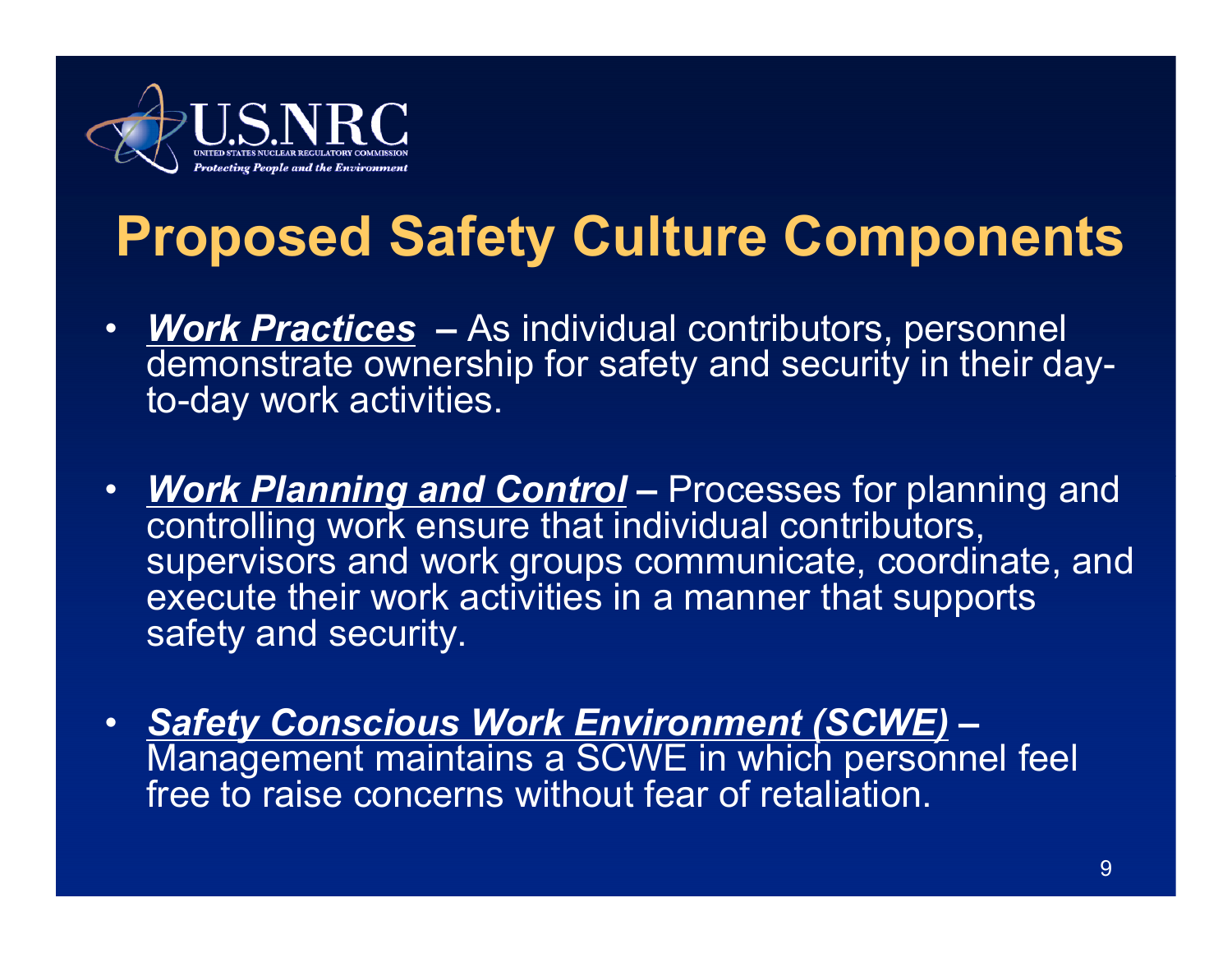# Proposed Safety Culture Components

- ***Work Practices*** – As individual contributors, personnel demonstrate ownership for safety and security in their day-to-day work activities.
- ***Work Planning and Control*** – Processes for planning and controlling work ensure that individual contributors, supervisors and work groups communicate, coordinate, and execute their work activities in a manner that supports safety and security.
- ***Safety Conscious Work Environment (SCWE)*** – Management maintains a SCWE in which personnel feel free to raise concerns without fear of retaliation.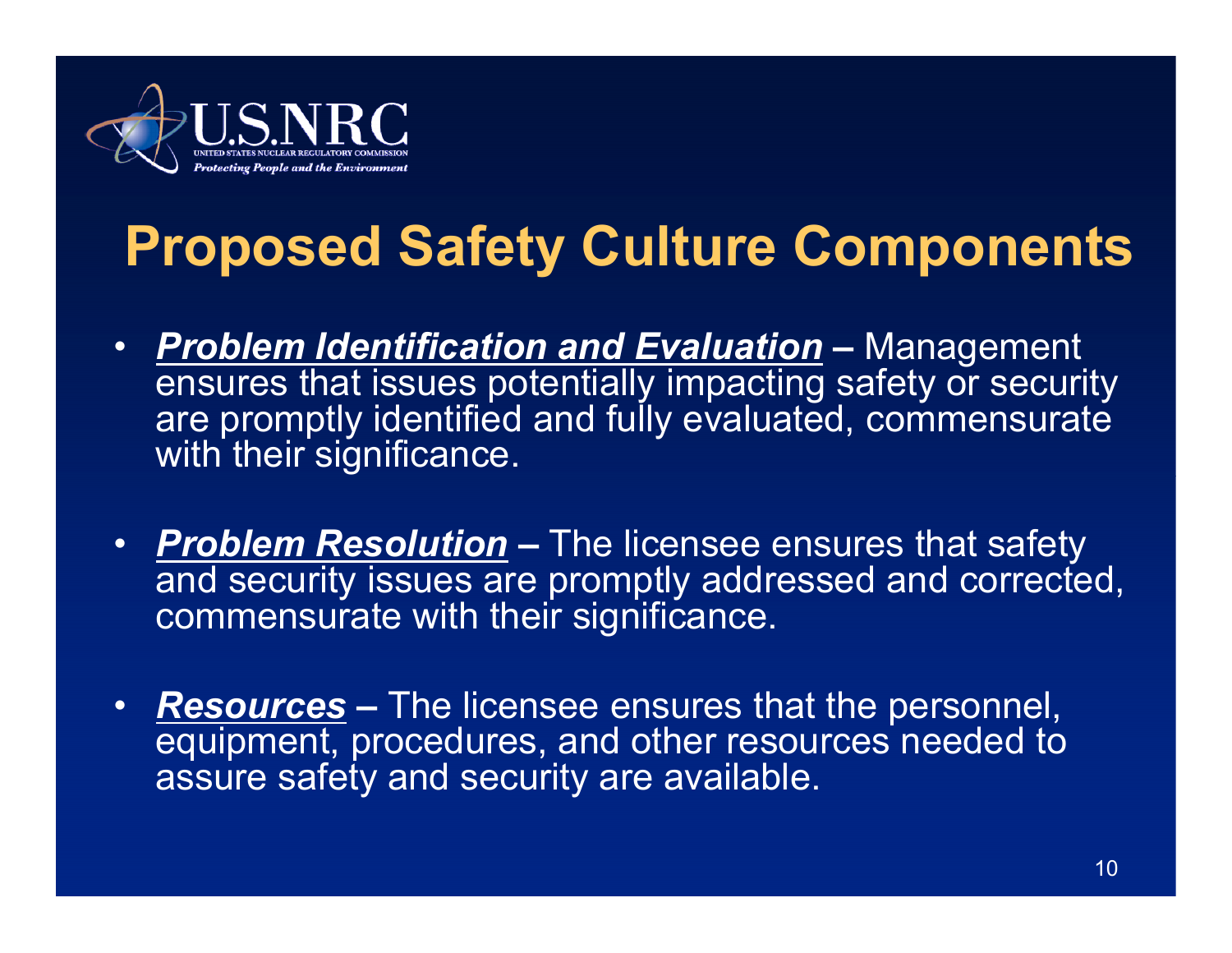U.S.NRC
UNITED STATES NUCLEAR REGULATORY COMMISSION
*Protecting People and the Environment*

# Proposed Safety Culture Components

- ***Problem Identification and Evaluation*** **–** Management ensures that issues potentially impacting safety or security are promptly identified and fully evaluated, commensurate with their significance.

- ***Problem Resolution*** **–** The licensee ensures that safety and security issues are promptly addressed and corrected, commensurate with their significance.

- ***Resources*** **–** The licensee ensures that the personnel, equipment, procedures, and other resources needed to assure safety and security are available.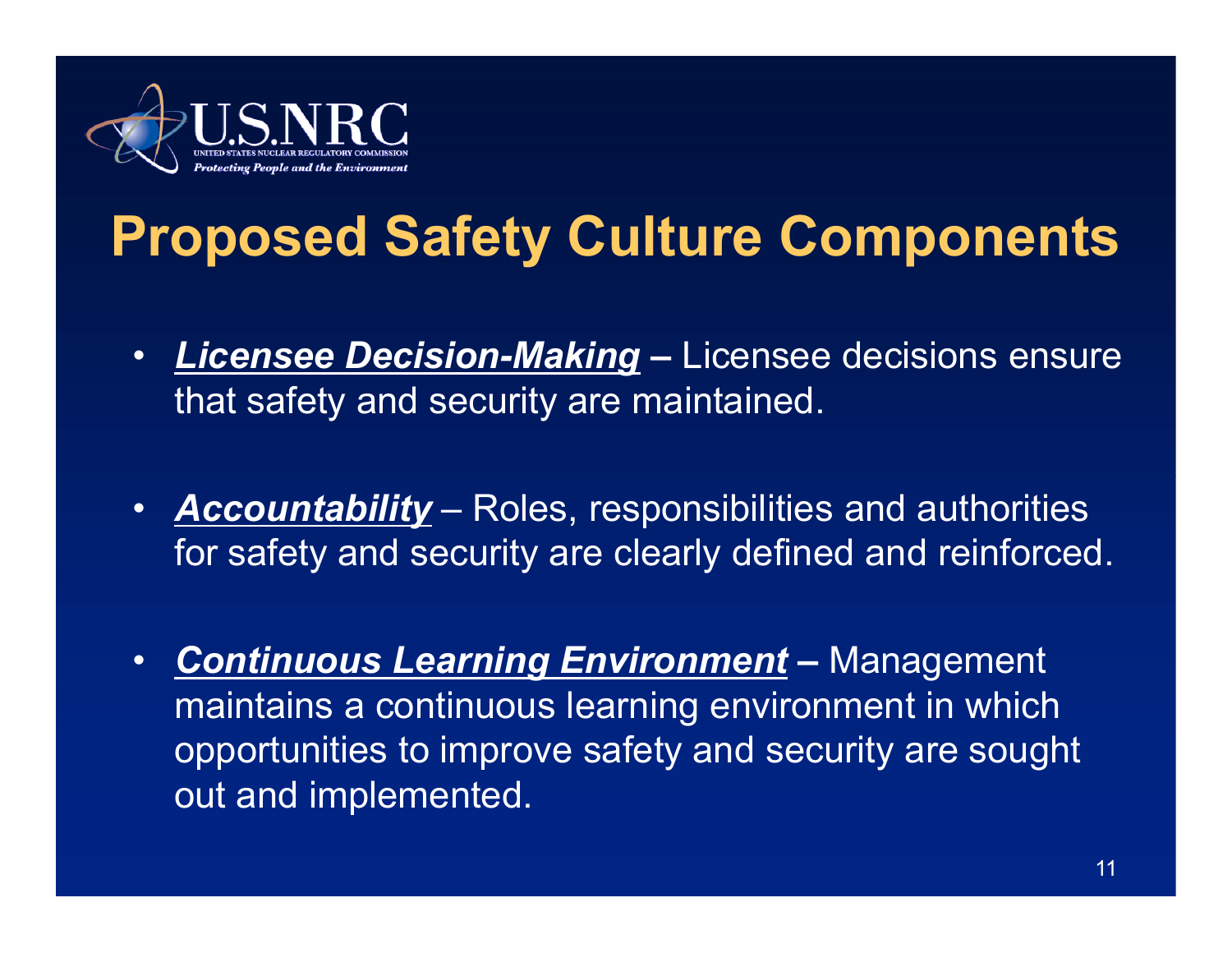# Proposed Safety Culture Components

- ***Licensee Decision-Making*** **–** Licensee decisions ensure that safety and security are maintained.
- ***Accountability*** – Roles, responsibilities and authorities for safety and security are clearly defined and reinforced.
- ***Continuous Learning Environment*** **–** Management maintains a continuous learning environment in which opportunities to improve safety and security are sought out and implemented.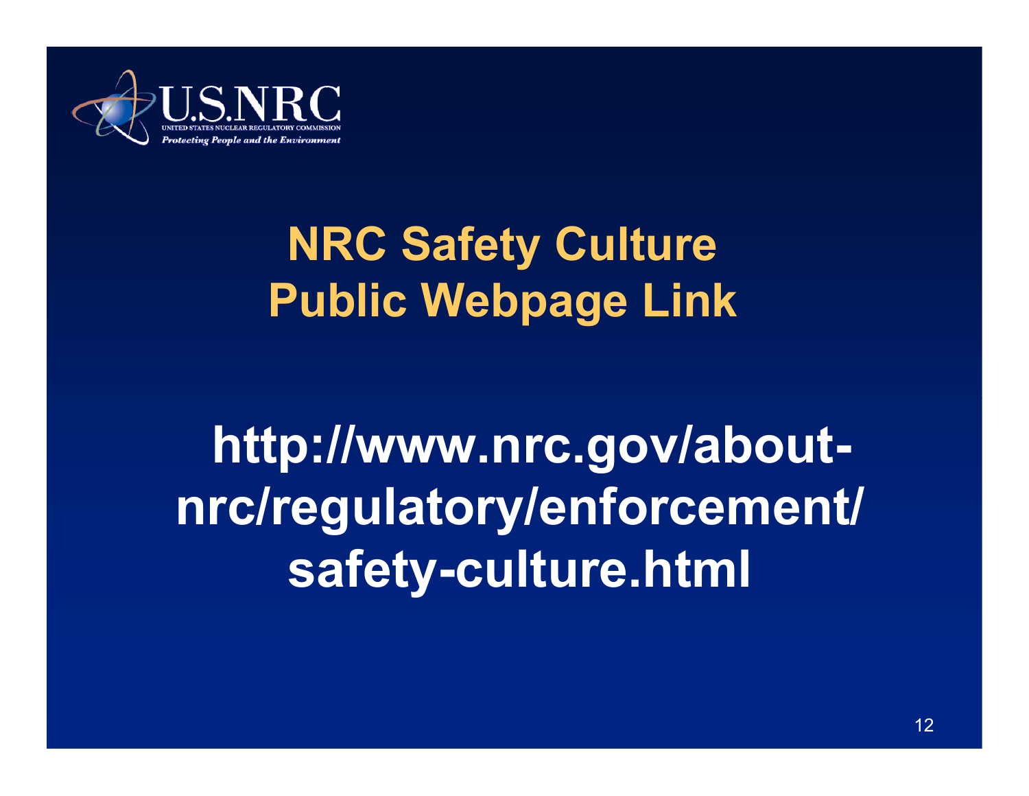# NRC Safety Culture Public Webpage Link

**http://www.nrc.gov/about-nrc/regulatory/enforcement/safety-culture.html**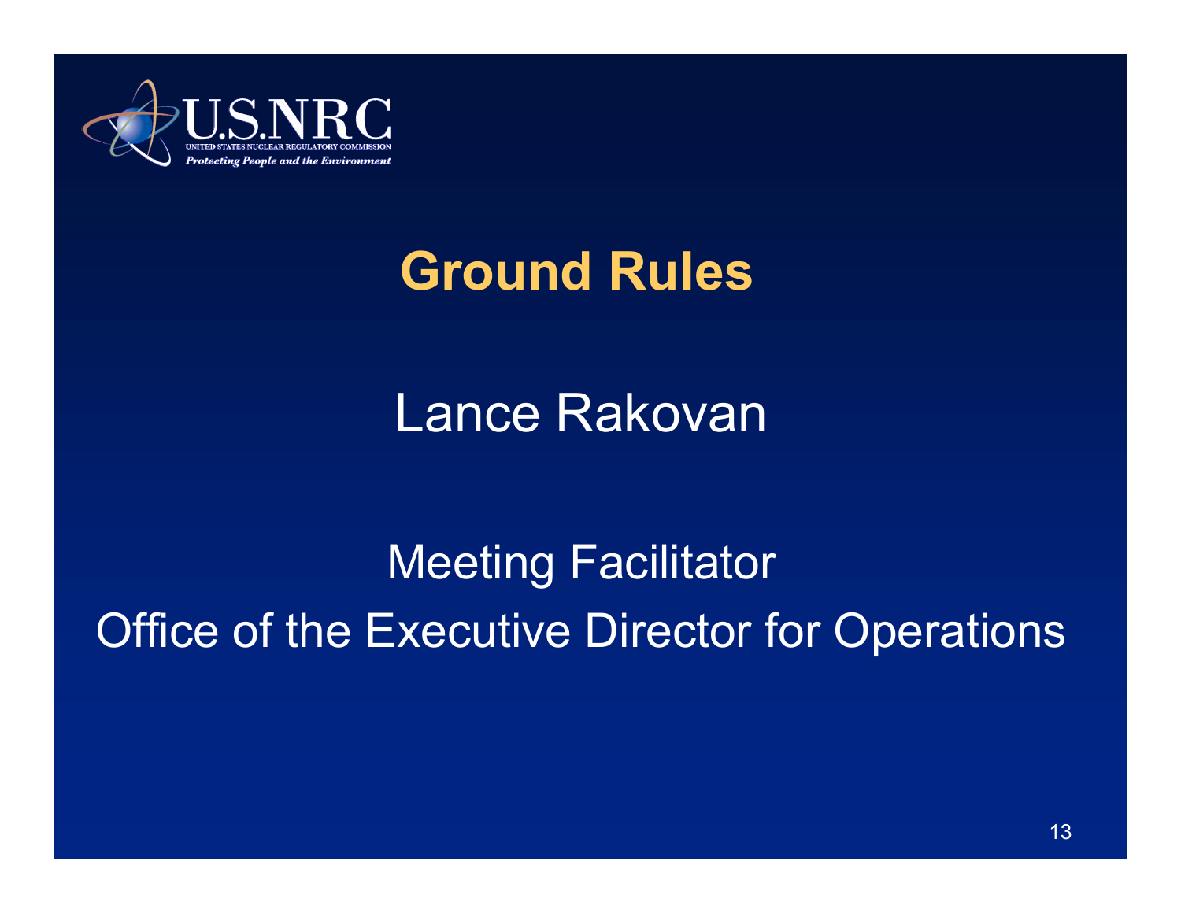# Ground Rules

Lance Rakovan

Meeting Facilitator
Office of the Executive Director for Operations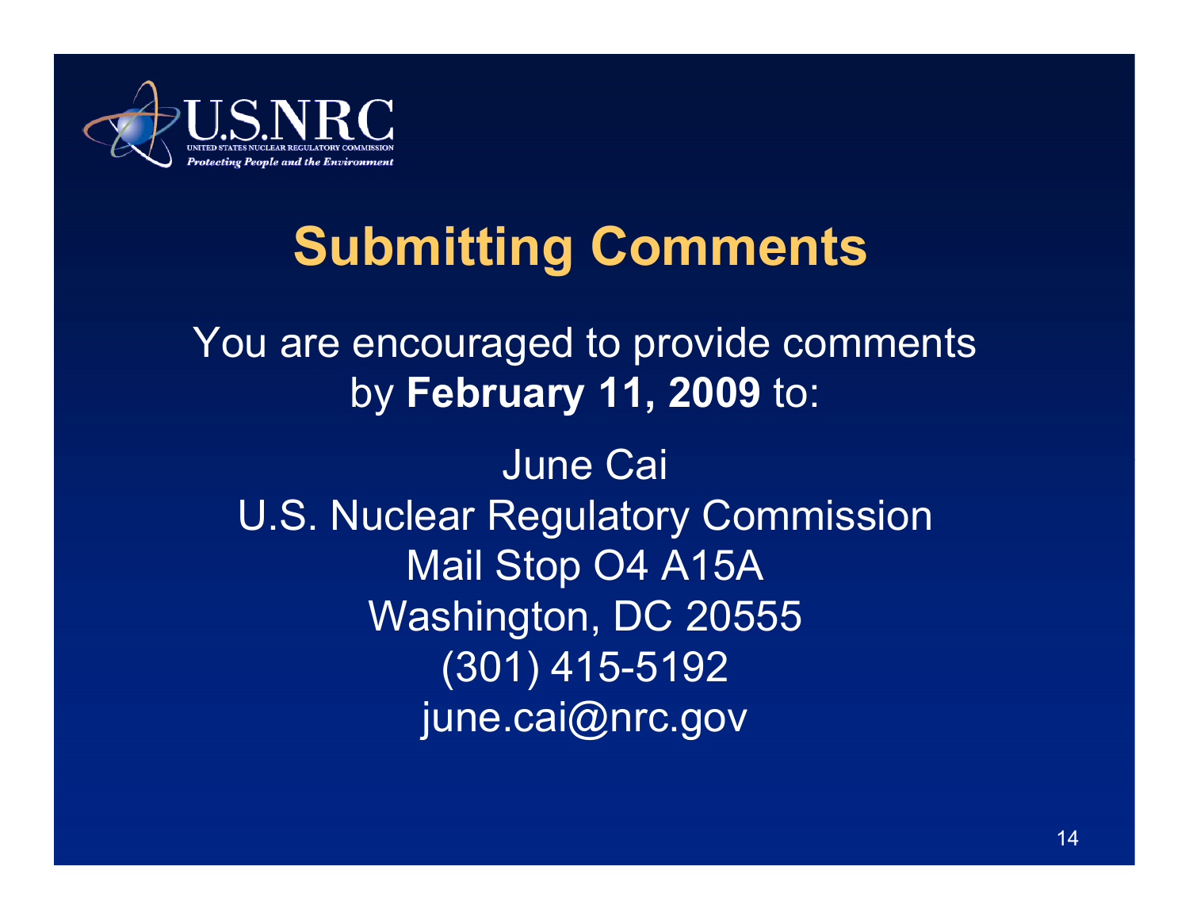# Submitting Comments

You are encouraged to provide comments by **February 11, 2009** to:

June Cai
U.S. Nuclear Regulatory Commission
Mail Stop O4 A15A
Washington, DC 20555
(301) 415-5192
june.cai@nrc.gov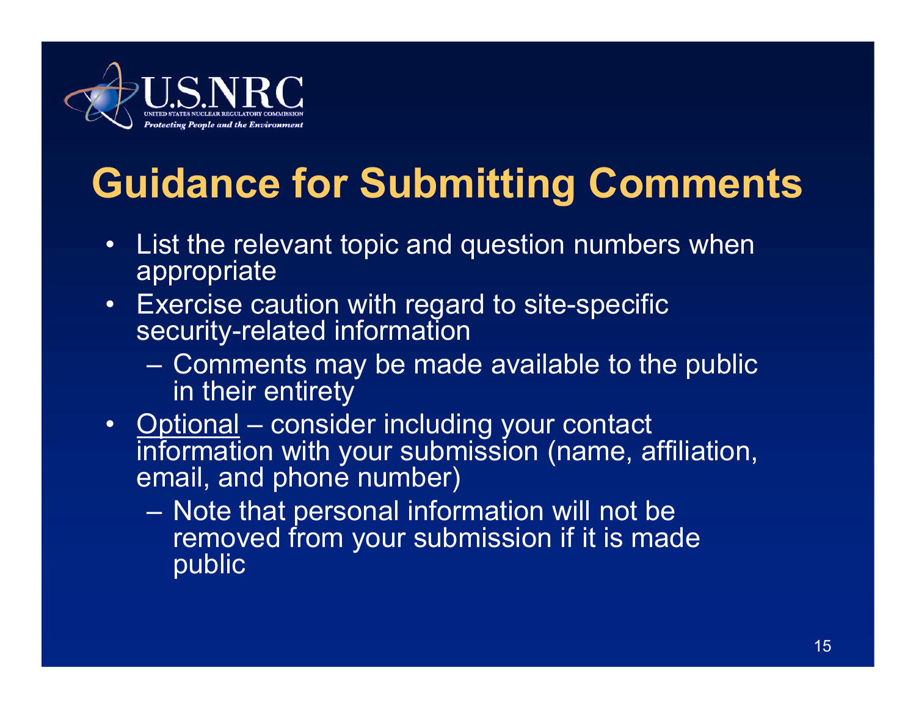# Guidance for Submitting Comments

- List the relevant topic and question numbers when appropriate
- Exercise caution with regard to site-specific security-related information
  - Comments may be made available to the public in their entirety
- <u>Optional</u> – consider including your contact information with your submission (name, affiliation, email, and phone number)
  - Note that personal information will not be removed from your submission if it is made public